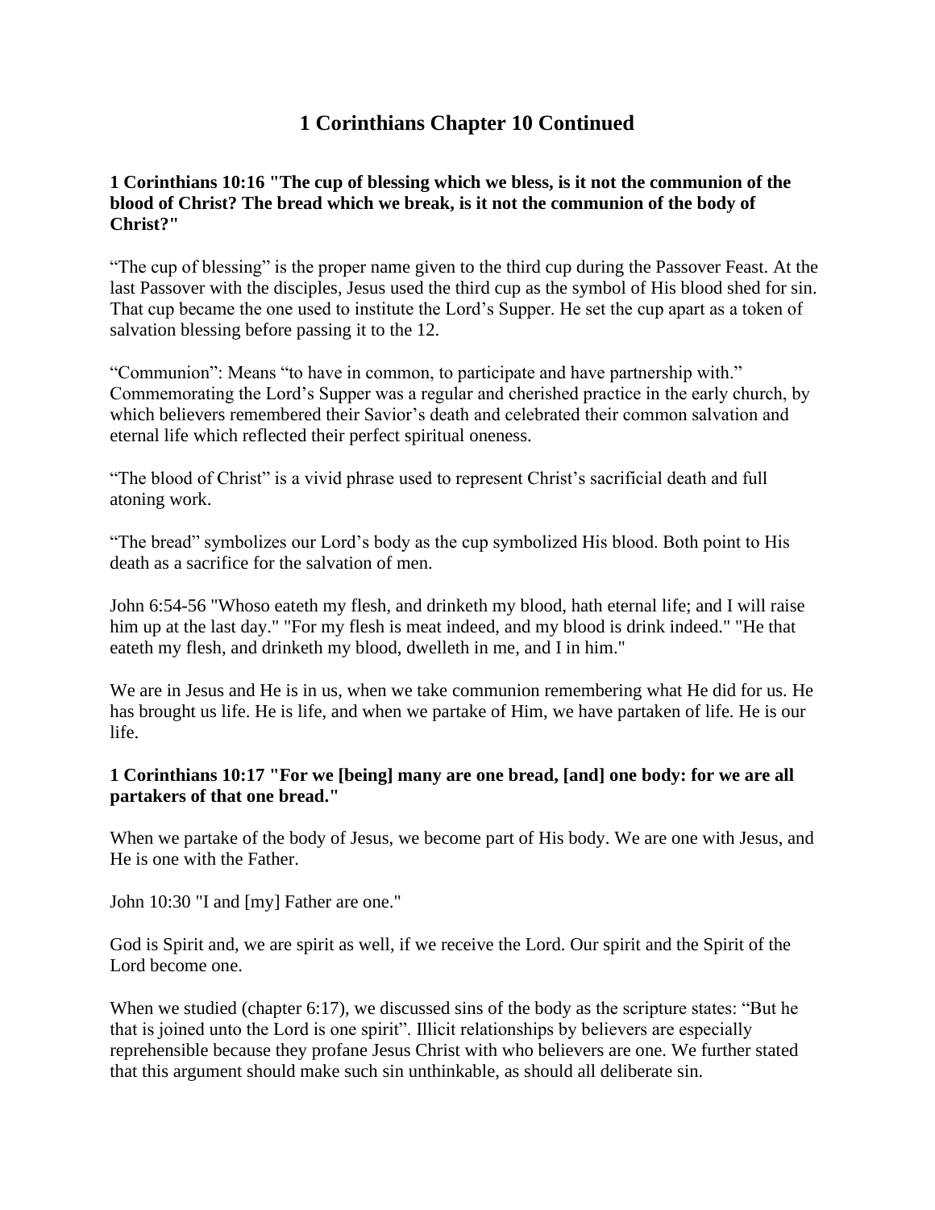# 1 Corinthians Chapter 10 Continued

**1 Corinthians 10:16 "The cup of blessing which we bless, is it not the communion of the blood of Christ? The bread which we break, is it not the communion of the body of Christ?"**

"The cup of blessing" is the proper name given to the third cup during the Passover Feast. At the last Passover with the disciples, Jesus used the third cup as the symbol of His blood shed for sin. That cup became the one used to institute the Lord's Supper. He set the cup apart as a token of salvation blessing before passing it to the 12.

"Communion": Means "to have in common, to participate and have partnership with." Commemorating the Lord's Supper was a regular and cherished practice in the early church, by which believers remembered their Savior's death and celebrated their common salvation and eternal life which reflected their perfect spiritual oneness.

"The blood of Christ" is a vivid phrase used to represent Christ's sacrificial death and full atoning work.

"The bread" symbolizes our Lord's body as the cup symbolized His blood. Both point to His death as a sacrifice for the salvation of men.

John 6:54-56 "Whoso eateth my flesh, and drinketh my blood, hath eternal life; and I will raise him up at the last day." "For my flesh is meat indeed, and my blood is drink indeed." "He that eateth my flesh, and drinketh my blood, dwelleth in me, and I in him."

We are in Jesus and He is in us, when we take communion remembering what He did for us. He has brought us life. He is life, and when we partake of Him, we have partaken of life. He is our life.

**1 Corinthians 10:17 "For we [being] many are one bread, [and] one body: for we are all partakers of that one bread."**

When we partake of the body of Jesus, we become part of His body. We are one with Jesus, and He is one with the Father.

John 10:30 "I and [my] Father are one."

God is Spirit and, we are spirit as well, if we receive the Lord. Our spirit and the Spirit of the Lord become one.

When we studied (chapter 6:17), we discussed sins of the body as the scripture states: "But he that is joined unto the Lord is one spirit". Illicit relationships by believers are especially reprehensible because they profane Jesus Christ with who believers are one. We further stated that this argument should make such sin unthinkable, as should all deliberate sin.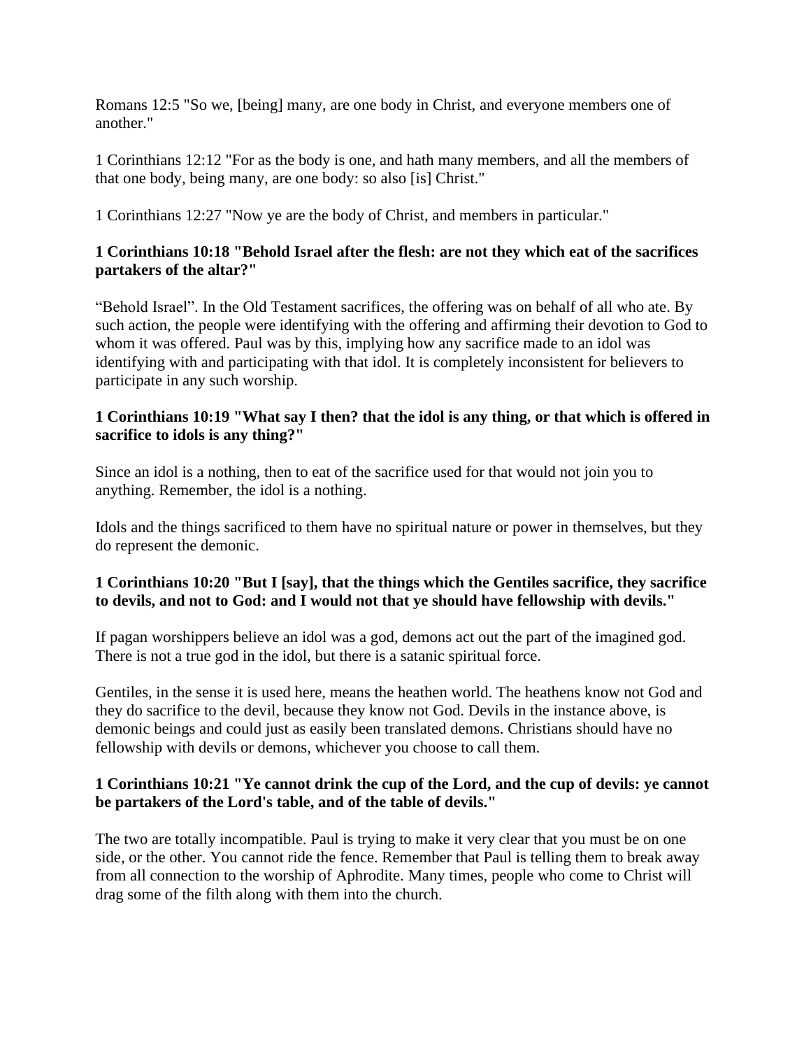Romans 12:5 "So we, [being] many, are one body in Christ, and everyone members one of another."

1 Corinthians 12:12 "For as the body is one, and hath many members, and all the members of that one body, being many, are one body: so also [is] Christ."

1 Corinthians 12:27 "Now ye are the body of Christ, and members in particular."

**1 Corinthians 10:18 "Behold Israel after the flesh: are not they which eat of the sacrifices partakers of the altar?"**

"Behold Israel". In the Old Testament sacrifices, the offering was on behalf of all who ate. By such action, the people were identifying with the offering and affirming their devotion to God to whom it was offered. Paul was by this, implying how any sacrifice made to an idol was identifying with and participating with that idol. It is completely inconsistent for believers to participate in any such worship.

**1 Corinthians 10:19 "What say I then? that the idol is any thing, or that which is offered in sacrifice to idols is any thing?"**

Since an idol is a nothing, then to eat of the sacrifice used for that would not join you to anything. Remember, the idol is a nothing.

Idols and the things sacrificed to them have no spiritual nature or power in themselves, but they do represent the demonic.

**1 Corinthians 10:20 "But I [say], that the things which the Gentiles sacrifice, they sacrifice to devils, and not to God: and I would not that ye should have fellowship with devils."**

If pagan worshippers believe an idol was a god, demons act out the part of the imagined god. There is not a true god in the idol, but there is a satanic spiritual force.

Gentiles, in the sense it is used here, means the heathen world. The heathens know not God and they do sacrifice to the devil, because they know not God. Devils in the instance above, is demonic beings and could just as easily been translated demons. Christians should have no fellowship with devils or demons, whichever you choose to call them.

**1 Corinthians 10:21 "Ye cannot drink the cup of the Lord, and the cup of devils: ye cannot be partakers of the Lord's table, and of the table of devils."**

The two are totally incompatible. Paul is trying to make it very clear that you must be on one side, or the other. You cannot ride the fence. Remember that Paul is telling them to break away from all connection to the worship of Aphrodite. Many times, people who come to Christ will drag some of the filth along with them into the church.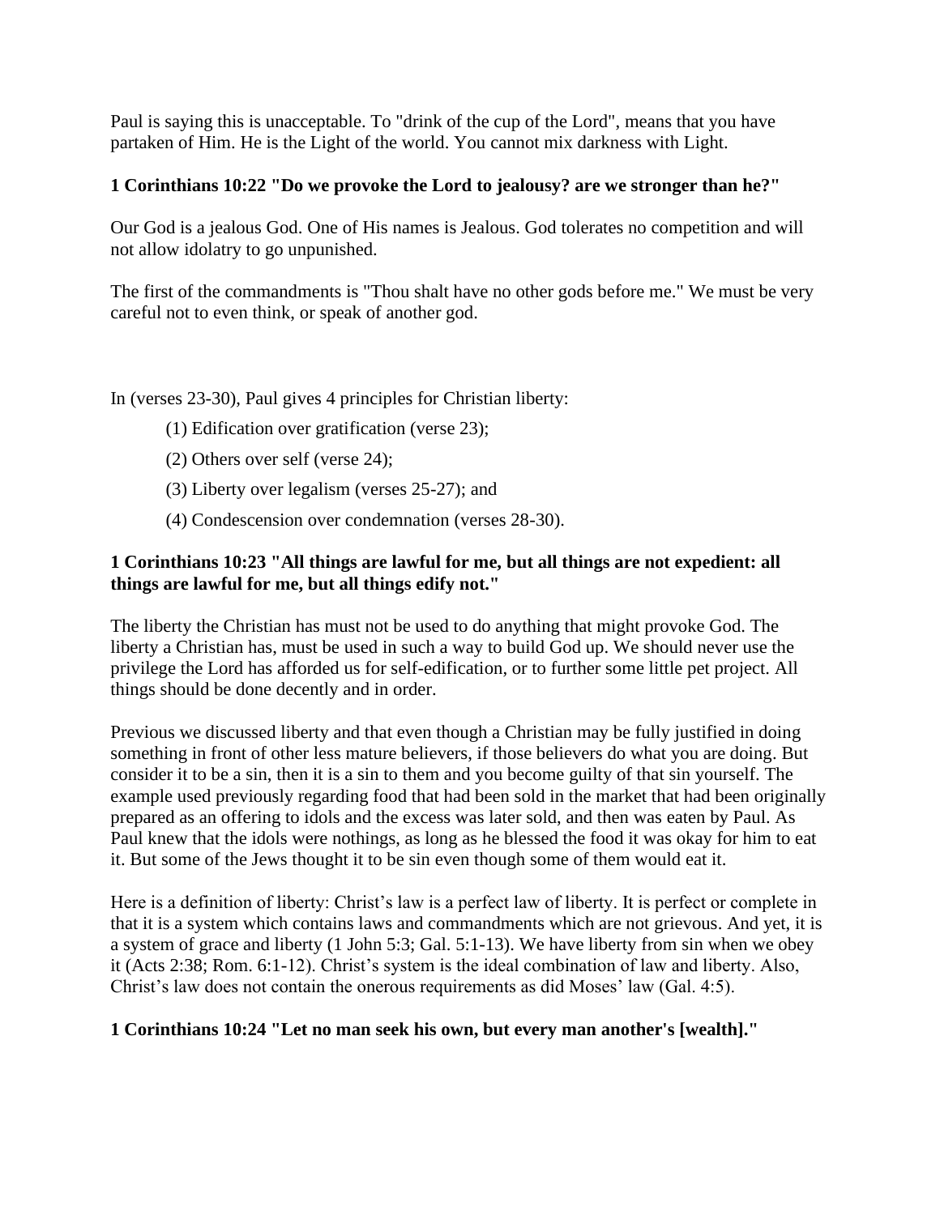Paul is saying this is unacceptable. To "drink of the cup of the Lord", means that you have partaken of Him. He is the Light of the world. You cannot mix darkness with Light.

**1 Corinthians 10:22 "Do we provoke the Lord to jealousy? are we stronger than he?"**

Our God is a jealous God. One of His names is Jealous. God tolerates no competition and will not allow idolatry to go unpunished.

The first of the commandments is "Thou shalt have no other gods before me." We must be very careful not to even think, or speak of another god.

In (verses 23-30), Paul gives 4 principles for Christian liberty:

(1) Edification over gratification (verse 23);

(2) Others over self (verse 24);

(3) Liberty over legalism (verses 25-27); and

(4) Condescension over condemnation (verses 28-30).

**1 Corinthians 10:23 "All things are lawful for me, but all things are not expedient: all things are lawful for me, but all things edify not."**

The liberty the Christian has must not be used to do anything that might provoke God. The liberty a Christian has, must be used in such a way to build God up. We should never use the privilege the Lord has afforded us for self-edification, or to further some little pet project. All things should be done decently and in order.

Previous we discussed liberty and that even though a Christian may be fully justified in doing something in front of other less mature believers, if those believers do what you are doing. But consider it to be a sin, then it is a sin to them and you become guilty of that sin yourself. The example used previously regarding food that had been sold in the market that had been originally prepared as an offering to idols and the excess was later sold, and then was eaten by Paul. As Paul knew that the idols were nothings, as long as he blessed the food it was okay for him to eat it. But some of the Jews thought it to be sin even though some of them would eat it.

Here is a definition of liberty: Christ's law is a perfect law of liberty. It is perfect or complete in that it is a system which contains laws and commandments which are not grievous. And yet, it is a system of grace and liberty (1 John 5:3; Gal. 5:1-13). We have liberty from sin when we obey it (Acts 2:38; Rom. 6:1-12). Christ's system is the ideal combination of law and liberty. Also, Christ's law does not contain the onerous requirements as did Moses' law (Gal. 4:5).

**1 Corinthians 10:24 "Let no man seek his own, but every man another's [wealth]."**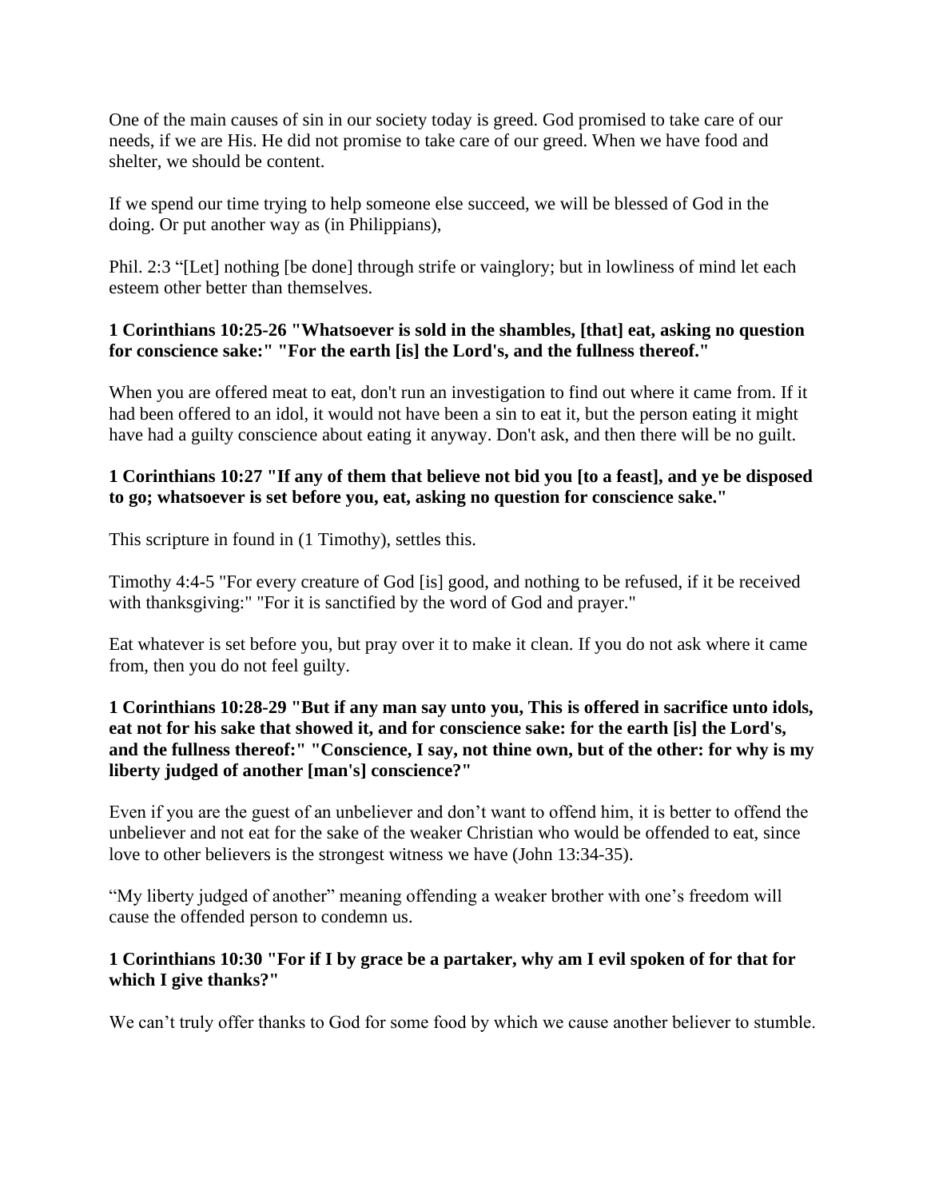One of the main causes of sin in our society today is greed. God promised to take care of our needs, if we are His. He did not promise to take care of our greed. When we have food and shelter, we should be content.

If we spend our time trying to help someone else succeed, we will be blessed of God in the doing. Or put another way as (in Philippians),

Phil. 2:3 "[Let] nothing [be done] through strife or vainglory; but in lowliness of mind let each esteem other better than themselves.

**1 Corinthians 10:25-26 "Whatsoever is sold in the shambles, [that] eat, asking no question for conscience sake:" "For the earth [is] the Lord's, and the fullness thereof."**

When you are offered meat to eat, don't run an investigation to find out where it came from. If it had been offered to an idol, it would not have been a sin to eat it, but the person eating it might have had a guilty conscience about eating it anyway. Don't ask, and then there will be no guilt.

**1 Corinthians 10:27 "If any of them that believe not bid you [to a feast], and ye be disposed to go; whatsoever is set before you, eat, asking no question for conscience sake."**

This scripture in found in (1 Timothy), settles this.

Timothy 4:4-5 "For every creature of God [is] good, and nothing to be refused, if it be received with thanksgiving:" "For it is sanctified by the word of God and prayer."

Eat whatever is set before you, but pray over it to make it clean. If you do not ask where it came from, then you do not feel guilty.

**1 Corinthians 10:28-29 "But if any man say unto you, This is offered in sacrifice unto idols, eat not for his sake that showed it, and for conscience sake: for the earth [is] the Lord's, and the fullness thereof:" "Conscience, I say, not thine own, but of the other: for why is my liberty judged of another [man's] conscience?"**

Even if you are the guest of an unbeliever and don't want to offend him, it is better to offend the unbeliever and not eat for the sake of the weaker Christian who would be offended to eat, since love to other believers is the strongest witness we have (John 13:34-35).

"My liberty judged of another" meaning offending a weaker brother with one's freedom will cause the offended person to condemn us.

**1 Corinthians 10:30 "For if I by grace be a partaker, why am I evil spoken of for that for which I give thanks?"**

We can't truly offer thanks to God for some food by which we cause another believer to stumble.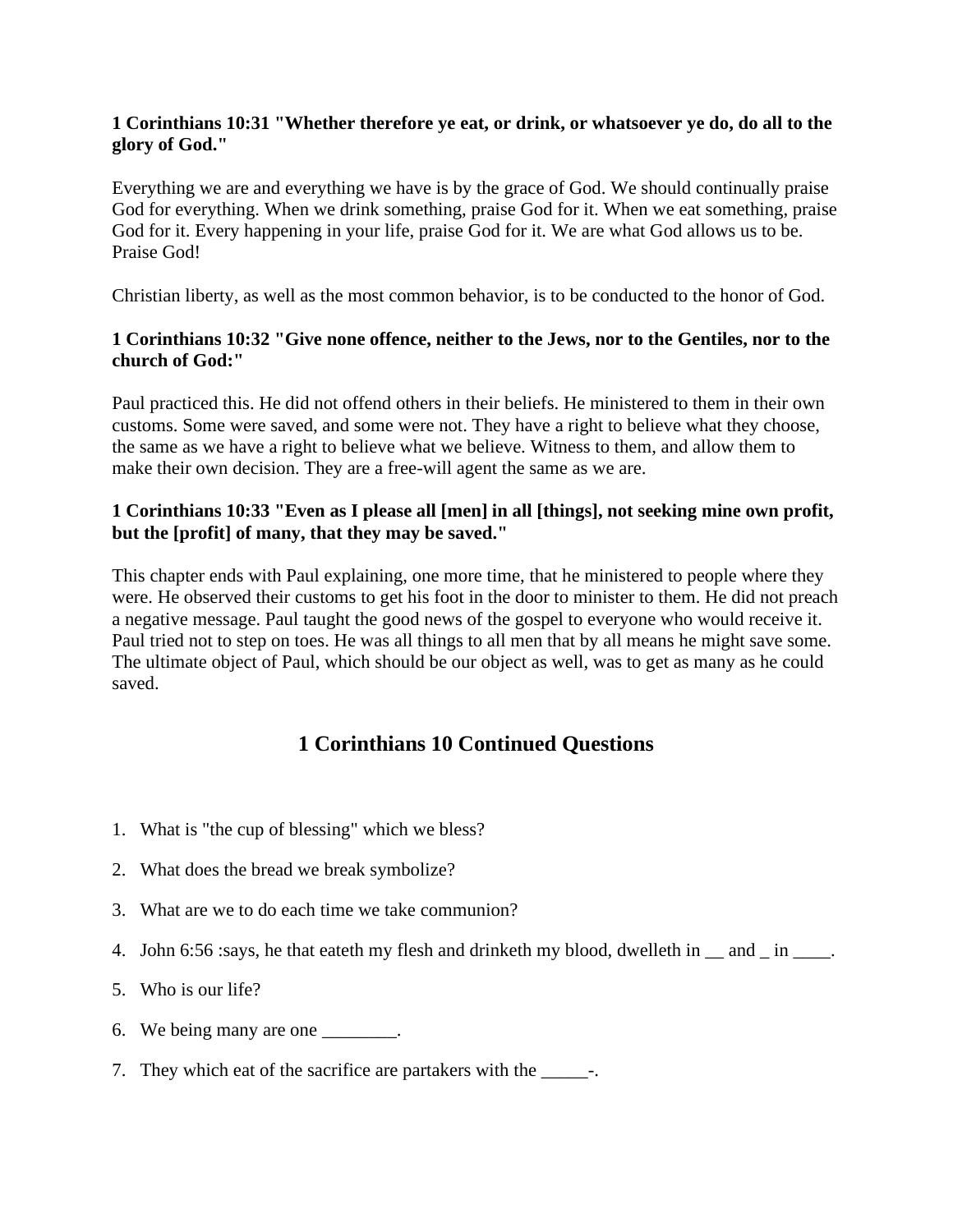**1 Corinthians 10:31 "Whether therefore ye eat, or drink, or whatsoever ye do, do all to the glory of God."**

Everything we are and everything we have is by the grace of God. We should continually praise God for everything. When we drink something, praise God for it. When we eat something, praise God for it. Every happening in your life, praise God for it. We are what God allows us to be. Praise God!

Christian liberty, as well as the most common behavior, is to be conducted to the honor of God.

**1 Corinthians 10:32 "Give none offence, neither to the Jews, nor to the Gentiles, nor to the church of God:"**

Paul practiced this. He did not offend others in their beliefs. He ministered to them in their own customs. Some were saved, and some were not. They have a right to believe what they choose, the same as we have a right to believe what we believe. Witness to them, and allow them to make their own decision. They are a free-will agent the same as we are.

**1 Corinthians 10:33 "Even as I please all [men] in all [things], not seeking mine own profit, but the [profit] of many, that they may be saved."**

This chapter ends with Paul explaining, one more time, that he ministered to people where they were. He observed their customs to get his foot in the door to minister to them. He did not preach a negative message. Paul taught the good news of the gospel to everyone who would receive it. Paul tried not to step on toes. He was all things to all men that by all means he might save some. The ultimate object of Paul, which should be our object as well, was to get as many as he could saved.

## 1 Corinthians 10 Continued Questions

1. What is "the cup of blessing" which we bless?
2. What does the bread we break symbolize?
3. What are we to do each time we take communion?
4. John 6:56 :says, he that eateth my flesh and drinketh my blood, dwelleth in __ and _ in ____.
5. Who is our life?
6. We being many are one ________.
7. They which eat of the sacrifice are partakers with the _____-.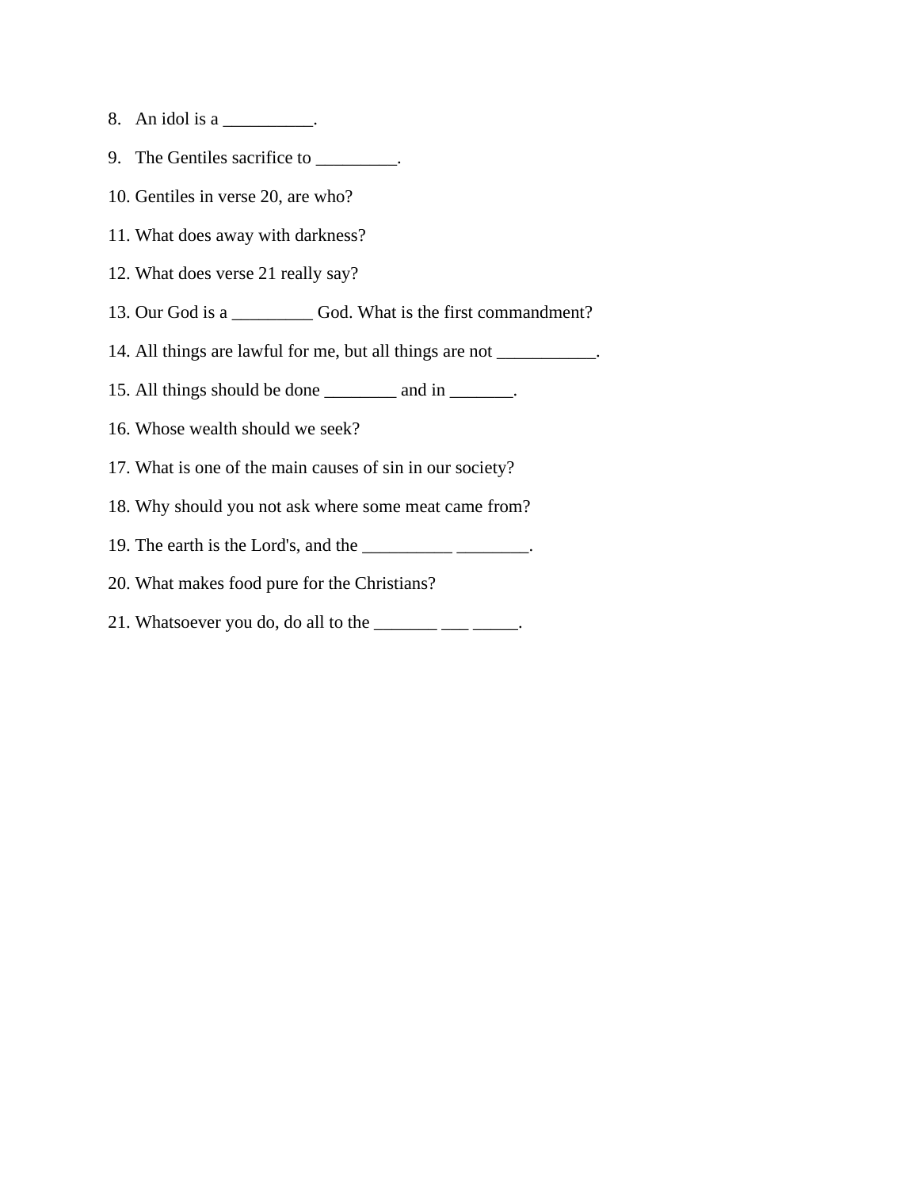8. An idol is a __________.

9. The Gentiles sacrifice to _________.

10. Gentiles in verse 20, are who?

11. What does away with darkness?

12. What does verse 21 really say?

13. Our God is a _________ God. What is the first commandment?

14. All things are lawful for me, but all things are not ___________.

15. All things should be done ________ and in _______.

16. Whose wealth should we seek?

17. What is one of the main causes of sin in our society?

18. Why should you not ask where some meat came from?

19. The earth is the Lord's, and the __________ ________.

20. What makes food pure for the Christians?

21. Whatsoever you do, do all to the _______ ___ _____.